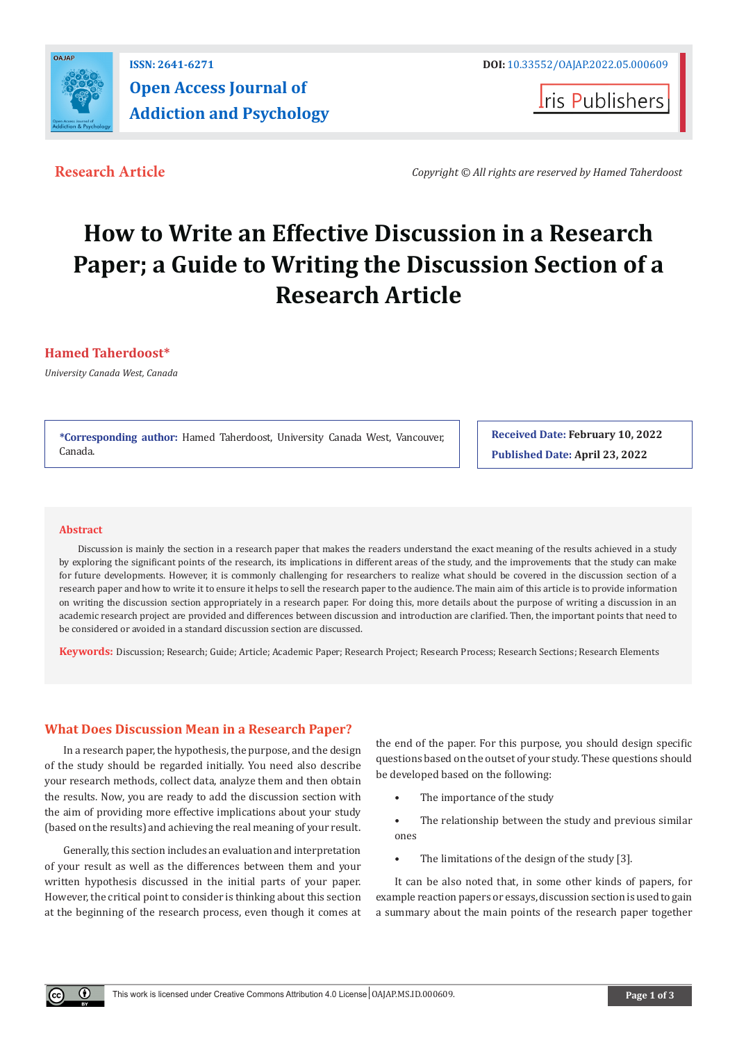ISSN: 2641-6271

DOI: 10.33552/OAJAP.2022.05.000609

**Open Access Journal of Addiction and Psychology**

Iris Publishers

**Research Article**

*Copyright © All rights are reserved by Hamed Taherdoost*

# How to Write an Effective Discussion in a Research Paper; a Guide to Writing the Discussion Section of a Research Article

**Hamed Taherdoost***

*University Canada West, Canada*

***Corresponding author:** Hamed Taherdoost, University Canada West, Vancouver, Canada.

**Received Date:** February 10, 2022

**Published Date:** April 23, 2022

## Abstract

Discussion is mainly the section in a research paper that makes the readers understand the exact meaning of the results achieved in a study by exploring the significant points of the research, its implications in different areas of the study, and the improvements that the study can make for future developments. However, it is commonly challenging for researchers to realize what should be covered in the discussion section of a research paper and how to write it to ensure it helps to sell the research paper to the audience. The main aim of this article is to provide information on writing the discussion section appropriately in a research paper. For doing this, more details about the purpose of writing a discussion in an academic research project are provided and differences between discussion and introduction are clarified. Then, the important points that need to be considered or avoided in a standard discussion section are discussed.

**Keywords:** Discussion; Research; Guide; Article; Academic Paper; Research Project; Research Process; Research Sections; Research Elements

## What Does Discussion Mean in a Research Paper?

In a research paper, the hypothesis, the purpose, and the design of the study should be regarded initially. You need also describe your research methods, collect data, analyze them and then obtain the results. Now, you are ready to add the discussion section with the aim of providing more effective implications about your study (based on the results) and achieving the real meaning of your result.

Generally, this section includes an evaluation and interpretation of your result as well as the differences between them and your written hypothesis discussed in the initial parts of your paper. However, the critical point to consider is thinking about this section at the beginning of the research process, even though it comes at the end of the paper. For this purpose, you should design specific questions based on the outset of your study. These questions should be developed based on the following:

- The importance of the study
- The relationship between the study and previous similar ones
- The limitations of the design of the study [3].

It can be also noted that, in some other kinds of papers, for example reaction papers or essays, discussion section is used to gain a summary about the main points of the research paper together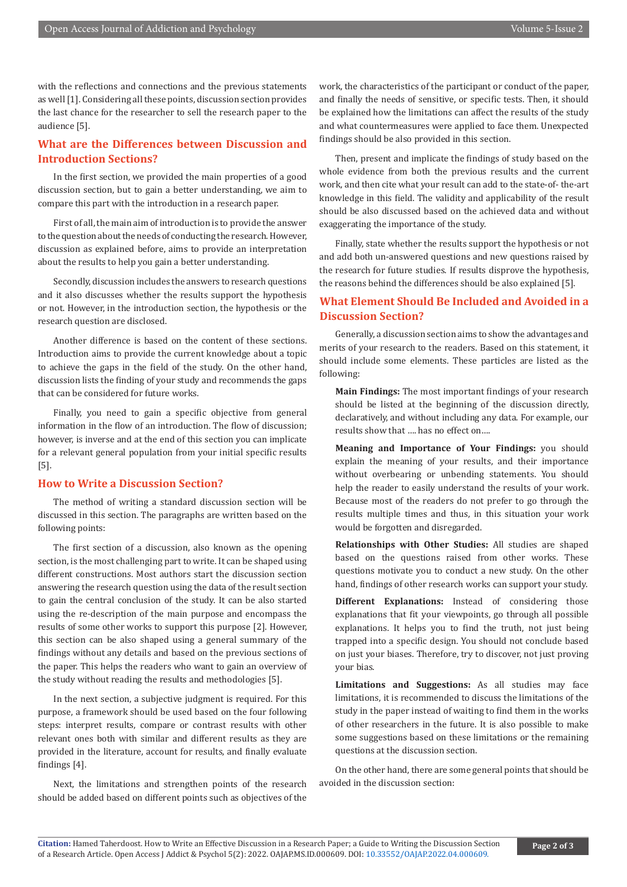with the reflections and connections and the previous statements as well [1]. Considering all these points, discussion section provides the last chance for the researcher to sell the research paper to the audience [5].

## What are the Differences between Discussion and Introduction Sections?

In the first section, we provided the main properties of a good discussion section, but to gain a better understanding, we aim to compare this part with the introduction in a research paper.

First of all, the main aim of introduction is to provide the answer to the question about the needs of conducting the research. However, discussion as explained before, aims to provide an interpretation about the results to help you gain a better understanding.

Secondly, discussion includes the answers to research questions and it also discusses whether the results support the hypothesis or not. However, in the introduction section, the hypothesis or the research question are disclosed.

Another difference is based on the content of these sections. Introduction aims to provide the current knowledge about a topic to achieve the gaps in the field of the study. On the other hand, discussion lists the finding of your study and recommends the gaps that can be considered for future works.

Finally, you need to gain a specific objective from general information in the flow of an introduction. The flow of discussion; however, is inverse and at the end of this section you can implicate for a relevant general population from your initial specific results [5].

## How to Write a Discussion Section?

The method of writing a standard discussion section will be discussed in this section. The paragraphs are written based on the following points:

The first section of a discussion, also known as the opening section, is the most challenging part to write. It can be shaped using different constructions. Most authors start the discussion section answering the research question using the data of the result section to gain the central conclusion of the study. It can be also started using the re-description of the main purpose and encompass the results of some other works to support this purpose [2]. However, this section can be also shaped using a general summary of the findings without any details and based on the previous sections of the paper. This helps the readers who want to gain an overview of the study without reading the results and methodologies [5].

In the next section, a subjective judgment is required. For this purpose, a framework should be used based on the four following steps: interpret results, compare or contrast results with other relevant ones both with similar and different results as they are provided in the literature, account for results, and finally evaluate findings [4].

Next, the limitations and strengthen points of the research should be added based on different points such as objectives of the work, the characteristics of the participant or conduct of the paper, and finally the needs of sensitive, or specific tests. Then, it should be explained how the limitations can affect the results of the study and what countermeasures were applied to face them. Unexpected findings should be also provided in this section.

Then, present and implicate the findings of study based on the whole evidence from both the previous results and the current work, and then cite what your result can add to the state-of- the-art knowledge in this field. The validity and applicability of the result should be also discussed based on the achieved data and without exaggerating the importance of the study.

Finally, state whether the results support the hypothesis or not and add both un-answered questions and new questions raised by the research for future studies. If results disprove the hypothesis, the reasons behind the differences should be also explained [5].

## What Element Should Be Included and Avoided in a Discussion Section?

Generally, a discussion section aims to show the advantages and merits of your research to the readers. Based on this statement, it should include some elements. These particles are listed as the following:

**Main Findings:** The most important findings of your research should be listed at the beginning of the discussion directly, declaratively, and without including any data. For example, our results show that …. has no effect on….

**Meaning and Importance of Your Findings:** you should explain the meaning of your results, and their importance without overbearing or unbending statements. You should help the reader to easily understand the results of your work. Because most of the readers do not prefer to go through the results multiple times and thus, in this situation your work would be forgotten and disregarded.

**Relationships with Other Studies:** All studies are shaped based on the questions raised from other works. These questions motivate you to conduct a new study. On the other hand, findings of other research works can support your study.

**Different Explanations:** Instead of considering those explanations that fit your viewpoints, go through all possible explanations. It helps you to find the truth, not just being trapped into a specific design. You should not conclude based on just your biases. Therefore, try to discover, not just proving your bias.

**Limitations and Suggestions:** As all studies may face limitations, it is recommended to discuss the limitations of the study in the paper instead of waiting to find them in the works of other researchers in the future. It is also possible to make some suggestions based on these limitations or the remaining questions at the discussion section.

On the other hand, there are some general points that should be avoided in the discussion section: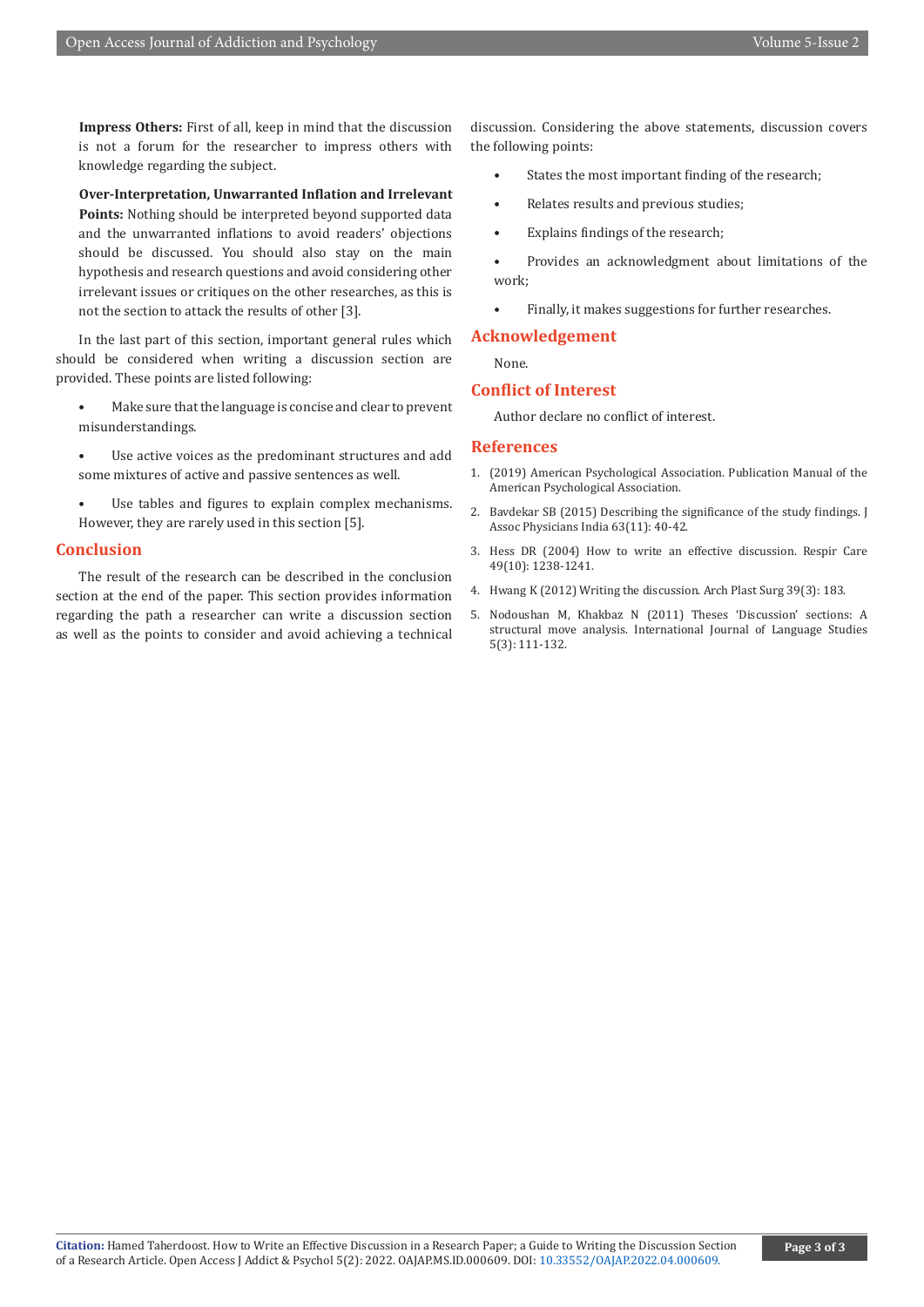**Impress Others:** First of all, keep in mind that the discussion is not a forum for the researcher to impress others with knowledge regarding the subject.

**Over-Interpretation, Unwarranted Inflation and Irrelevant Points:** Nothing should be interpreted beyond supported data and the unwarranted inflations to avoid readers' objections should be discussed. You should also stay on the main hypothesis and research questions and avoid considering other irrelevant issues or critiques on the other researches, as this is not the section to attack the results of other [3].

In the last part of this section, important general rules which should be considered when writing a discussion section are provided. These points are listed following:

- Make sure that the language is concise and clear to prevent misunderstandings.
- Use active voices as the predominant structures and add some mixtures of active and passive sentences as well.
- Use tables and figures to explain complex mechanisms. However, they are rarely used in this section [5].

## Conclusion

The result of the research can be described in the conclusion section at the end of the paper. This section provides information regarding the path a researcher can write a discussion section as well as the points to consider and avoid achieving a technical discussion. Considering the above statements, discussion covers the following points:

- States the most important finding of the research;
- Relates results and previous studies;
- Explains findings of the research;
- Provides an acknowledgment about limitations of the work;
- Finally, it makes suggestions for further researches.

## Acknowledgement

None.

## Conflict of Interest

Author declare no conflict of interest.

## References

1. (2019) American Psychological Association. Publication Manual of the American Psychological Association.
2. Bavdekar SB (2015) Describing the significance of the study findings. J Assoc Physicians India 63(11): 40-42.
3. Hess DR (2004) How to write an effective discussion. Respir Care 49(10): 1238-1241.
4. Hwang K (2012) Writing the discussion. Arch Plast Surg 39(3): 183.
5. Nodoushan M, Khakbaz N (2011) Theses 'Discussion' sections: A structural move analysis. International Journal of Language Studies 5(3): 111-132.